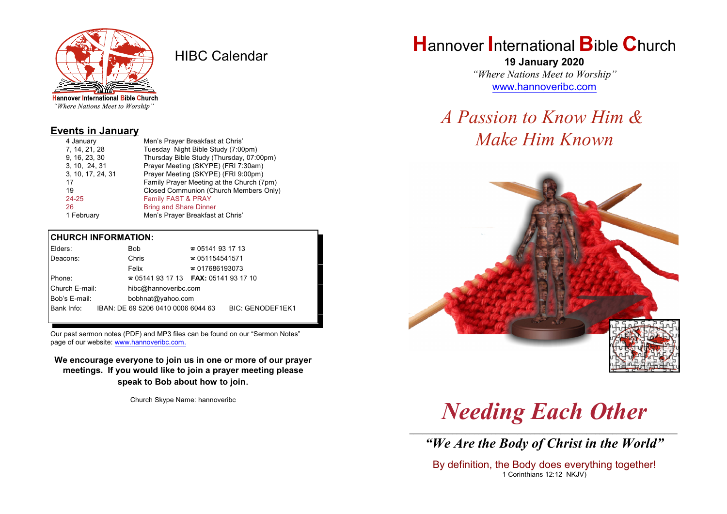Hannover International Bible Church
*"Where Nations Meet to Worship"*

# HIBC Calendar

## Events in January

| | |
|---|---|
| 4 January | Men's Prayer Breakfast at Chris' |
| 7, 14, 21, 28 | Tuesday Night Bible Study (7:00pm) |
| 9, 16, 23, 30 | Thursday Bible Study (Thursday, 07:00pm) |
| 3, 10, 24, 31 | Prayer Meeting (SKYPE) (FRI 7:30am) |
| 3, 10, 17, 24, 31 | Prayer Meeting (SKYPE) (FRI 9:00pm) |
| 17 | Family Prayer Meeting at the Church (7pm) |
| 19 | Closed Communion (Church Members Only) |
| 24-25 | Family FAST & PRAY |
| 26 | Bring and Share Dinner |
| 1 February | Men's Prayer Breakfast at Chris' |

**CHURCH INFORMATION:**

| | | |
|---|---|---|
| Elders: | Bob | ☎ 05141 93 17 13 |
| Deacons: | Chris | ☎ 051154541571 |
| | Felix | ☎ 017686193073 |
| Phone: | ☎ 05141 93 17 13 | **FAX:** 05141 93 17 10 |
| Church E-mail: | hibc@hannoveribc.com | |
| Bob's E-mail: | bobhnat@yahoo.com | |
| Bank Info: | IBAN: DE 69 5206 0410 0006 6044 63 | BIC: GENODEF1EK1 |

Our past sermon notes (PDF) and MP3 files can be found on our "Sermon Notes" page of our website: www.hannoveribc.com.

**We encourage everyone to join us in one or more of our prayer meetings. If you would like to join a prayer meeting please speak to Bob about how to join.**

Church Skype Name: hannoveribc

# Hannover International Bible Church

**19 January 2020**

*"Where Nations Meet to Worship"*

www.hannoveribc.com

*A Passion to Know Him & Make Him Known*

# *Needing Each Other*

***"We Are the Body of Christ in the World"***

By definition, the Body does everything together!
1 Corinthians 12:12 NKJV)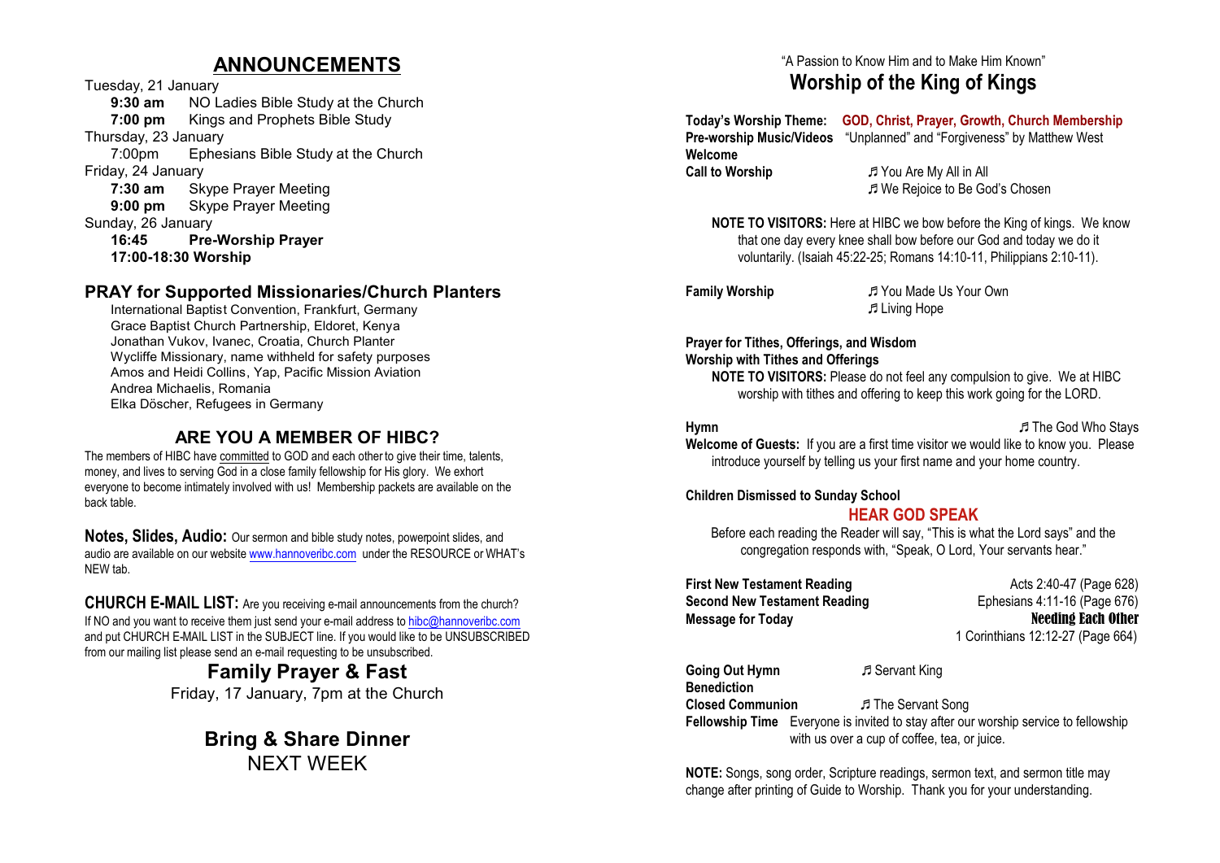# ANNOUNCEMENTS

Tuesday, 21 January

**9:30 am** NO Ladies Bible Study at the Church
**7:00 pm** Kings and Prophets Bible Study

Thursday, 23 January

7:00pm Ephesians Bible Study at the Church

Friday, 24 January

**7:30 am** Skype Prayer Meeting
**9:00 pm** Skype Prayer Meeting

Sunday, 26 January

**16:45 Pre-Worship Prayer**
**17:00-18:30 Worship**

## PRAY for Supported Missionaries/Church Planters

International Baptist Convention, Frankfurt, Germany
Grace Baptist Church Partnership, Eldoret, Kenya
Jonathan Vukov, Ivanec, Croatia, Church Planter
Wycliffe Missionary, name withheld for safety purposes
Amos and Heidi Collins, Yap, Pacific Mission Aviation
Andrea Michaelis, Romania
Elka Döscher, Refugees in Germany

## ARE YOU A MEMBER OF HIBC?

The members of HIBC have committed to GOD and each other to give their time, talents, money, and lives to serving God in a close family fellowship for His glory. We exhort everyone to become intimately involved with us! Membership packets are available on the back table.

**Notes, Slides, Audio:** Our sermon and bible study notes, powerpoint slides, and audio are available on our website www.hannoveribc.com under the RESOURCE or WHAT's NEW tab.

**CHURCH E-MAIL LIST:** Are you receiving e-mail announcements from the church? If NO and you want to receive them just send your e-mail address to hibc@hannoveribc.com and put CHURCH E-MAIL LIST in the SUBJECT line. If you would like to be UNSUBSCRIBED from our mailing list please send an e-mail requesting to be unsubscribed.

## Family Prayer & Fast

Friday, 17 January, 7pm at the Church

## Bring & Share Dinner

NEXT WEEK

"A Passion to Know Him and to Make Him Known"

# Worship of the King of Kings

**Today's Worship Theme:** **GOD, Christ, Prayer, Growth, Church Membership**
**Pre-worship Music/Videos** "Unplanned" and "Forgiveness" by Matthew West
**Welcome**
**Call to Worship** ♬ You Are My All in All
♬ We Rejoice to Be God's Chosen

**NOTE TO VISITORS:** Here at HIBC we bow before the King of kings. We know that one day every knee shall bow before our God and today we do it voluntarily. (Isaiah 45:22-25; Romans 14:10-11, Philippians 2:10-11).

**Family Worship** ♬ You Made Us Your Own
♬ Living Hope

**Prayer for Tithes, Offerings, and Wisdom**
**Worship with Tithes and Offerings**

**NOTE TO VISITORS:** Please do not feel any compulsion to give. We at HIBC worship with tithes and offering to keep this work going for the LORD.

**Hymn** ♬ The God Who Stays

**Welcome of Guests:** If you are a first time visitor we would like to know you. Please introduce yourself by telling us your first name and your home country.

**Children Dismissed to Sunday School**

## HEAR GOD SPEAK

Before each reading the Reader will say, "This is what the Lord says" and the congregation responds with, "Speak, O Lord, Your servants hear."

**First New Testament Reading** Acts 2:40-47 (Page 628)
**Second New Testament Reading** Ephesians 4:11-16 (Page 676)
**Message for Today** **Needing Each Other**
1 Corinthians 12:12-27 (Page 664)

**Going Out Hymn** ♬ Servant King
**Benediction**
**Closed Communion** ♬ The Servant Song
**Fellowship Time** Everyone is invited to stay after our worship service to fellowship with us over a cup of coffee, tea, or juice.

**NOTE:** Songs, song order, Scripture readings, sermon text, and sermon title may change after printing of Guide to Worship. Thank you for your understanding.